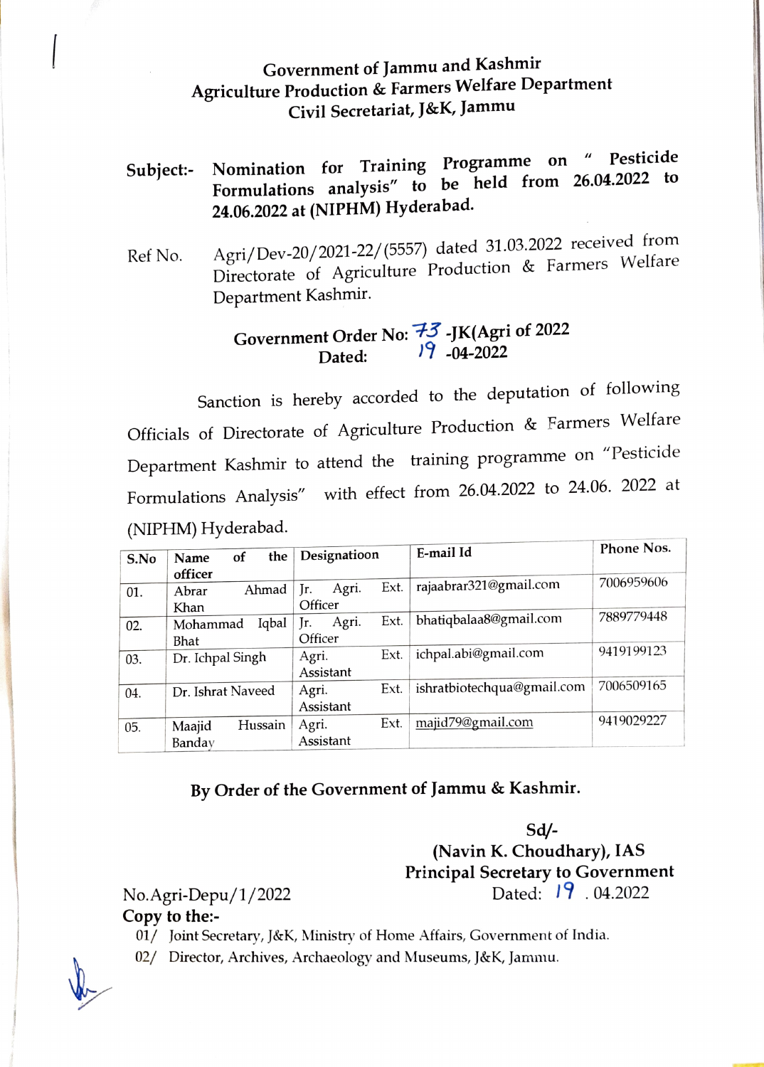# Government of Jammu and Kashmir
## Agriculture Production & Farmers Welfare Department
## Civil Secretariat, J&K, Jammu

**Subject:-** **Nomination for Training Programme on " Pesticide Formulations analysis" to be held from 26.04.2022 to 24.06.2022 at (NIPHM) Hyderabad.**

Ref No. Agri/Dev-20/2021-22/(5557) dated 31.03.2022 received from Directorate of Agriculture Production & Farmers Welfare Department Kashmir.

**Government Order No: 73 -JK(Agri of 2022**
**Dated: 19 -04-2022**

Sanction is hereby accorded to the deputation of following Officials of Directorate of Agriculture Production & Farmers Welfare Department Kashmir to attend the training programme on "Pesticide Formulations Analysis" with effect from 26.04.2022 to 24.06. 2022 at (NIPHM) Hyderabad.

| S.No | Name of the officer | Designatioon | E-mail Id | Phone Nos. |
|---|---|---|---|---|
| 01. | Abrar Ahmad Khan | Jr. Agri. Ext. Officer | rajaabrar321@gmail.com | 7006959606 |
| 02. | Mohammad Iqbal Bhat | Jr. Agri. Ext. Officer | bhatiqbalaa8@gmail.com | 7889779448 |
| 03. | Dr. Ichpal Singh | Agri. Ext. Assistant | ichpal.abi@gmail.com | 9419199123 |
| 04. | Dr. Ishrat Naveed | Agri. Ext. Assistant | ishratbiotechqua@gmail.com | 7006509165 |
| 05. | Maajid Hussain Banday | Agri. Ext. Assistant | majid79@gmail.com | 9419029227 |

**By Order of the Government of Jammu & Kashmir.**

**Sd/-**
**(Navin K. Choudhary), IAS**
**Principal Secretary to Government**

No.Agri-Depu/1/2022 Dated: 19 . 04.2022

**Copy to the:-**

01/ Joint Secretary, J&K, Ministry of Home Affairs, Government of India.
02/ Director, Archives, Archaeology and Museums, J&K, Jammu.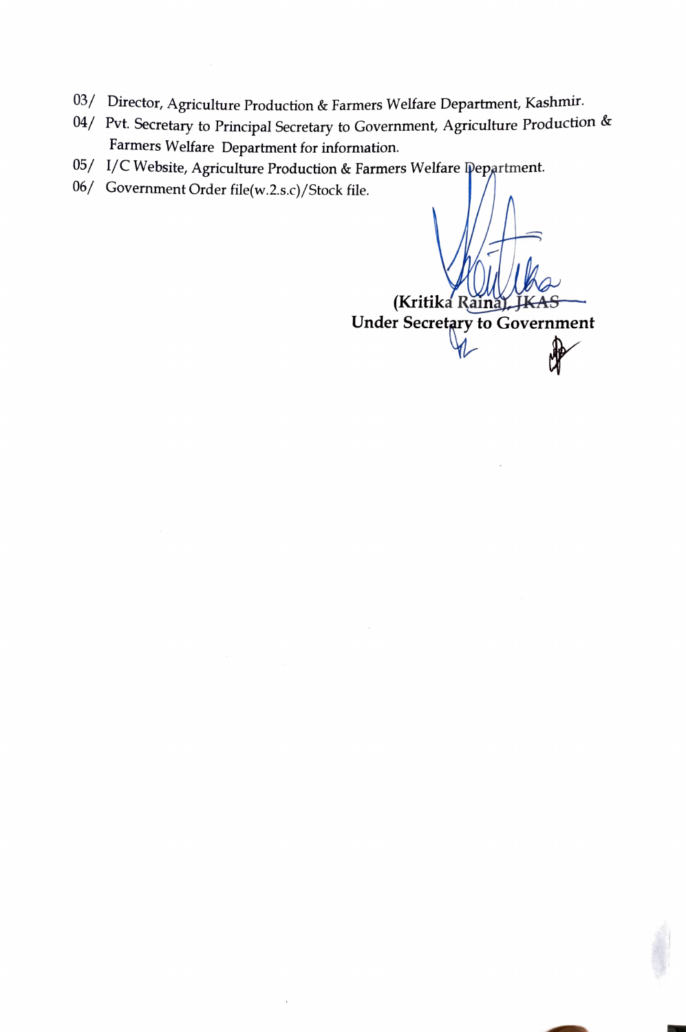03/ Director, Agriculture Production & Farmers Welfare Department, Kashmir.

04/ Pvt. Secretary to Principal Secretary to Government, Agriculture Production & Farmers Welfare Department for information.

05/ I/C Website, Agriculture Production & Farmers Welfare Department.

06/ Government Order file(w.2.s.c)/Stock file.

**(Kritika Raina), JKAS**
**Under Secretary to Government**